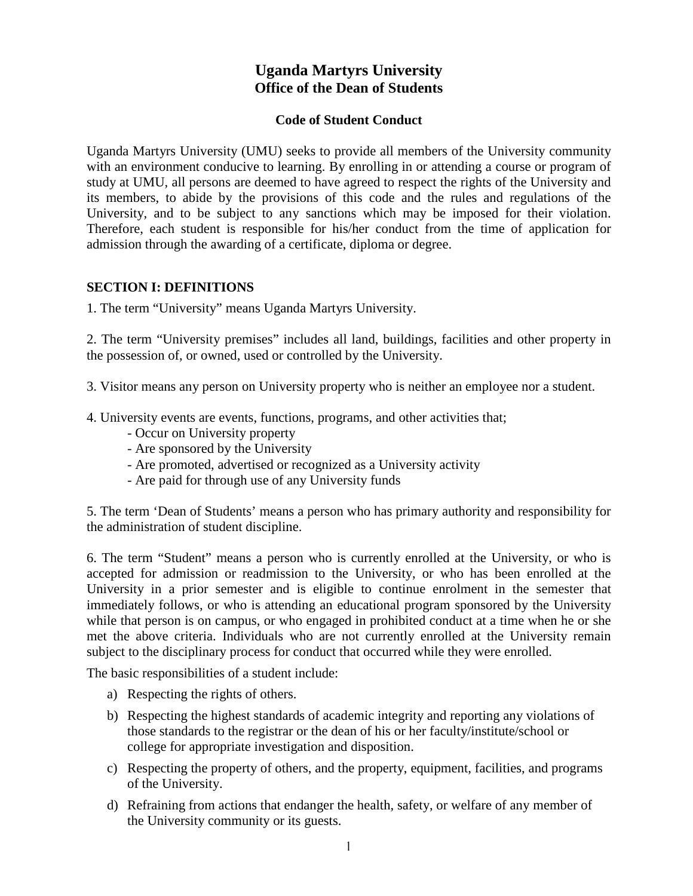# Uganda Martyrs University
## Office of the Dean of Students

### Code of Student Conduct

Uganda Martyrs University (UMU) seeks to provide all members of the University community with an environment conducive to learning. By enrolling in or attending a course or program of study at UMU, all persons are deemed to have agreed to respect the rights of the University and its members, to abide by the provisions of this code and the rules and regulations of the University, and to be subject to any sanctions which may be imposed for their violation. Therefore, each student is responsible for his/her conduct from the time of application for admission through the awarding of a certificate, diploma or degree.

## SECTION I: DEFINITIONS

1. The term "University" means Uganda Martyrs University.

2. The term "University premises" includes all land, buildings, facilities and other property in the possession of, or owned, used or controlled by the University.

3. Visitor means any person on University property who is neither an employee nor a student.

4. University events are events, functions, programs, and other activities that;
   - Occur on University property
   - Are sponsored by the University
   - Are promoted, advertised or recognized as a University activity
   - Are paid for through use of any University funds

5. The term 'Dean of Students' means a person who has primary authority and responsibility for the administration of student discipline.

6. The term "Student" means a person who is currently enrolled at the University, or who is accepted for admission or readmission to the University, or who has been enrolled at the University in a prior semester and is eligible to continue enrolment in the semester that immediately follows, or who is attending an educational program sponsored by the University while that person is on campus, or who engaged in prohibited conduct at a time when he or she met the above criteria. Individuals who are not currently enrolled at the University remain subject to the disciplinary process for conduct that occurred while they were enrolled.

The basic responsibilities of a student include:

a) Respecting the rights of others.
b) Respecting the highest standards of academic integrity and reporting any violations of those standards to the registrar or the dean of his or her faculty/institute/school or college for appropriate investigation and disposition.
c) Respecting the property of others, and the property, equipment, facilities, and programs of the University.
d) Refraining from actions that endanger the health, safety, or welfare of any member of the University community or its guests.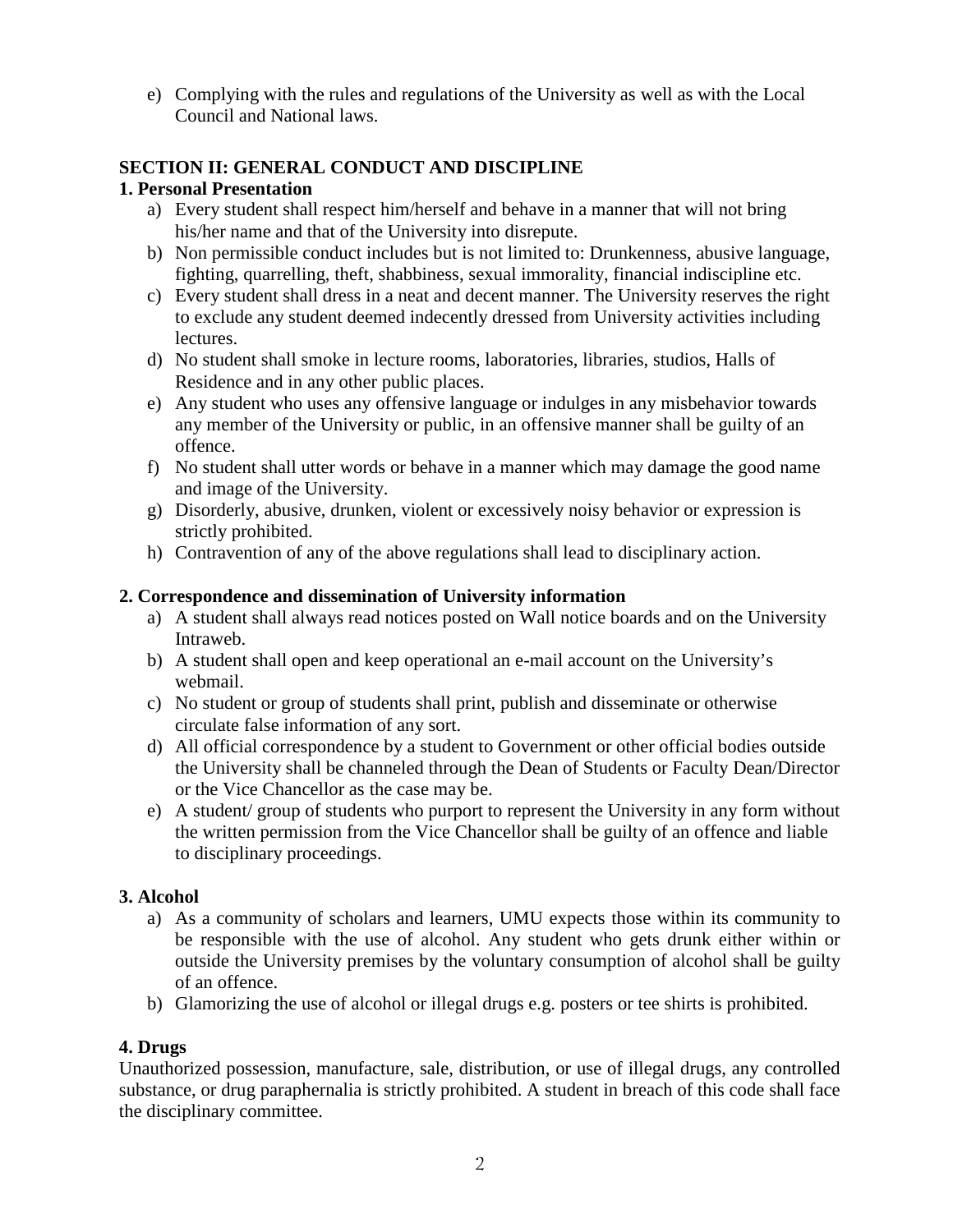e) Complying with the rules and regulations of the University as well as with the Local Council and National laws.

## SECTION II: GENERAL CONDUCT AND DISCIPLINE

### 1. Personal Presentation

a) Every student shall respect him/herself and behave in a manner that will not bring his/her name and that of the University into disrepute.

b) Non permissible conduct includes but is not limited to: Drunkenness, abusive language, fighting, quarrelling, theft, shabbiness, sexual immorality, financial indiscipline etc.

c) Every student shall dress in a neat and decent manner. The University reserves the right to exclude any student deemed indecently dressed from University activities including lectures.

d) No student shall smoke in lecture rooms, laboratories, libraries, studios, Halls of Residence and in any other public places.

e) Any student who uses any offensive language or indulges in any misbehavior towards any member of the University or public, in an offensive manner shall be guilty of an offence.

f) No student shall utter words or behave in a manner which may damage the good name and image of the University.

g) Disorderly, abusive, drunken, violent or excessively noisy behavior or expression is strictly prohibited.

h) Contravention of any of the above regulations shall lead to disciplinary action.

### 2. Correspondence and dissemination of University information

a) A student shall always read notices posted on Wall notice boards and on the University Intraweb.

b) A student shall open and keep operational an e-mail account on the University's webmail.

c) No student or group of students shall print, publish and disseminate or otherwise circulate false information of any sort.

d) All official correspondence by a student to Government or other official bodies outside the University shall be channeled through the Dean of Students or Faculty Dean/Director or the Vice Chancellor as the case may be.

e) A student/ group of students who purport to represent the University in any form without the written permission from the Vice Chancellor shall be guilty of an offence and liable to disciplinary proceedings.

### 3. Alcohol

a) As a community of scholars and learners, UMU expects those within its community to be responsible with the use of alcohol. Any student who gets drunk either within or outside the University premises by the voluntary consumption of alcohol shall be guilty of an offence.

b) Glamorizing the use of alcohol or illegal drugs e.g. posters or tee shirts is prohibited.

### 4. Drugs

Unauthorized possession, manufacture, sale, distribution, or use of illegal drugs, any controlled substance, or drug paraphernalia is strictly prohibited. A student in breach of this code shall face the disciplinary committee.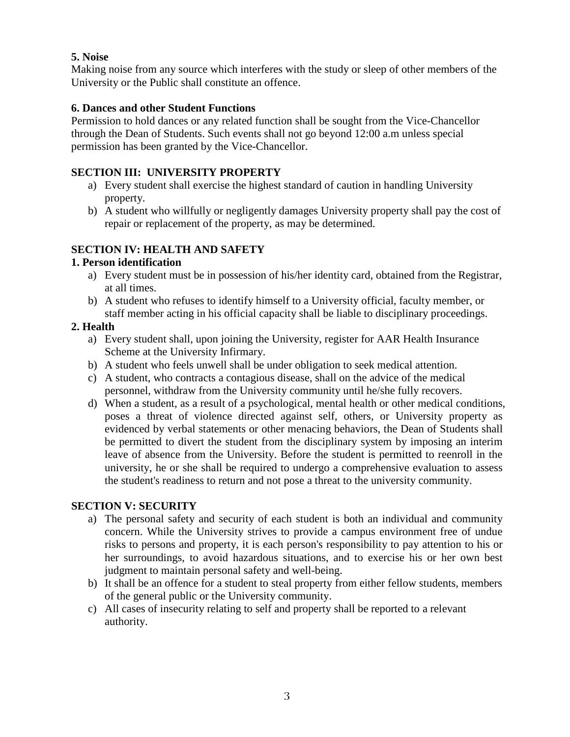**5. Noise**

Making noise from any source which interferes with the study or sleep of other members of the University or the Public shall constitute an offence.

**6. Dances and other Student Functions**

Permission to hold dances or any related function shall be sought from the Vice-Chancellor through the Dean of Students. Such events shall not go beyond 12:00 a.m unless special permission has been granted by the Vice-Chancellor.

## SECTION III: UNIVERSITY PROPERTY

a) Every student shall exercise the highest standard of caution in handling University property.
b) A student who willfully or negligently damages University property shall pay the cost of repair or replacement of the property, as may be determined.

## SECTION IV: HEALTH AND SAFETY

**1. Person identification**

a) Every student must be in possession of his/her identity card, obtained from the Registrar, at all times.
b) A student who refuses to identify himself to a University official, faculty member, or staff member acting in his official capacity shall be liable to disciplinary proceedings.

**2. Health**

a) Every student shall, upon joining the University, register for AAR Health Insurance Scheme at the University Infirmary.
b) A student who feels unwell shall be under obligation to seek medical attention.
c) A student, who contracts a contagious disease, shall on the advice of the medical personnel, withdraw from the University community until he/she fully recovers.
d) When a student, as a result of a psychological, mental health or other medical conditions, poses a threat of violence directed against self, others, or University property as evidenced by verbal statements or other menacing behaviors, the Dean of Students shall be permitted to divert the student from the disciplinary system by imposing an interim leave of absence from the University. Before the student is permitted to reenroll in the university, he or she shall be required to undergo a comprehensive evaluation to assess the student's readiness to return and not pose a threat to the university community.

## SECTION V: SECURITY

a) The personal safety and security of each student is both an individual and community concern. While the University strives to provide a campus environment free of undue risks to persons and property, it is each person's responsibility to pay attention to his or her surroundings, to avoid hazardous situations, and to exercise his or her own best judgment to maintain personal safety and well-being.
b) It shall be an offence for a student to steal property from either fellow students, members of the general public or the University community.
c) All cases of insecurity relating to self and property shall be reported to a relevant authority.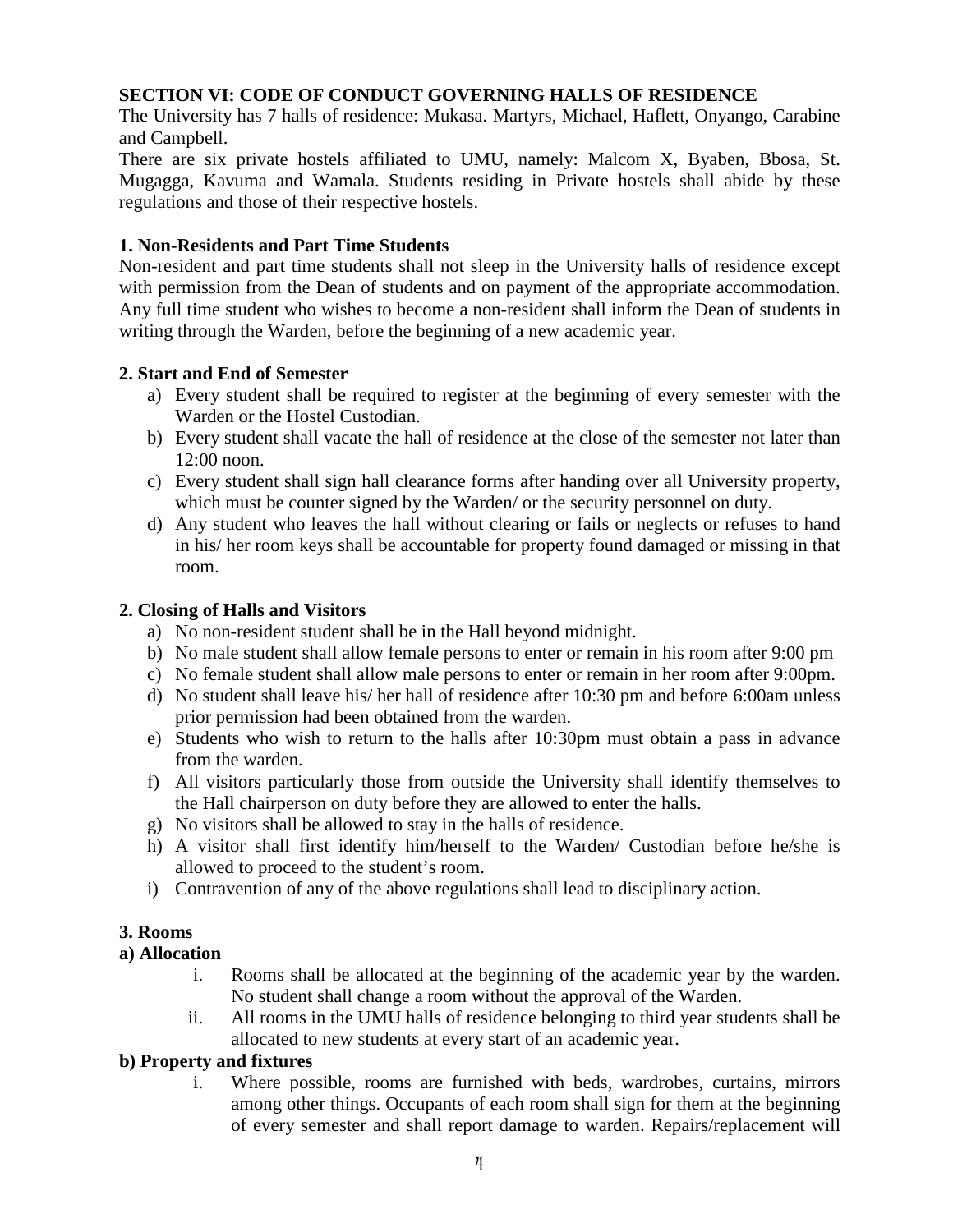## SECTION VI: CODE OF CONDUCT GOVERNING HALLS OF RESIDENCE

The University has 7 halls of residence: Mukasa. Martyrs, Michael, Haflett, Onyango, Carabine and Campbell.

There are six private hostels affiliated to UMU, namely: Malcom X, Byaben, Bbosa, St. Mugagga, Kavuma and Wamala. Students residing in Private hostels shall abide by these regulations and those of their respective hostels.

### 1. Non-Residents and Part Time Students

Non-resident and part time students shall not sleep in the University halls of residence except with permission from the Dean of students and on payment of the appropriate accommodation. Any full time student who wishes to become a non-resident shall inform the Dean of students in writing through the Warden, before the beginning of a new academic year.

### 2. Start and End of Semester

a) Every student shall be required to register at the beginning of every semester with the Warden or the Hostel Custodian.

b) Every student shall vacate the hall of residence at the close of the semester not later than 12:00 noon.

c) Every student shall sign hall clearance forms after handing over all University property, which must be counter signed by the Warden/ or the security personnel on duty.

d) Any student who leaves the hall without clearing or fails or neglects or refuses to hand in his/ her room keys shall be accountable for property found damaged or missing in that room.

### 2. Closing of Halls and Visitors

a) No non-resident student shall be in the Hall beyond midnight.

b) No male student shall allow female persons to enter or remain in his room after 9:00 pm

c) No female student shall allow male persons to enter or remain in her room after 9:00pm.

d) No student shall leave his/ her hall of residence after 10:30 pm and before 6:00am unless prior permission had been obtained from the warden.

e) Students who wish to return to the halls after 10:30pm must obtain a pass in advance from the warden.

f) All visitors particularly those from outside the University shall identify themselves to the Hall chairperson on duty before they are allowed to enter the halls.

g) No visitors shall be allowed to stay in the halls of residence.

h) A visitor shall first identify him/herself to the Warden/ Custodian before he/she is allowed to proceed to the student's room.

i) Contravention of any of the above regulations shall lead to disciplinary action.

### 3. Rooms

#### a) Allocation

i. Rooms shall be allocated at the beginning of the academic year by the warden. No student shall change a room without the approval of the Warden.

ii. All rooms in the UMU halls of residence belonging to third year students shall be allocated to new students at every start of an academic year.

#### b) Property and fixtures

i. Where possible, rooms are furnished with beds, wardrobes, curtains, mirrors among other things. Occupants of each room shall sign for them at the beginning of every semester and shall report damage to warden. Repairs/replacement will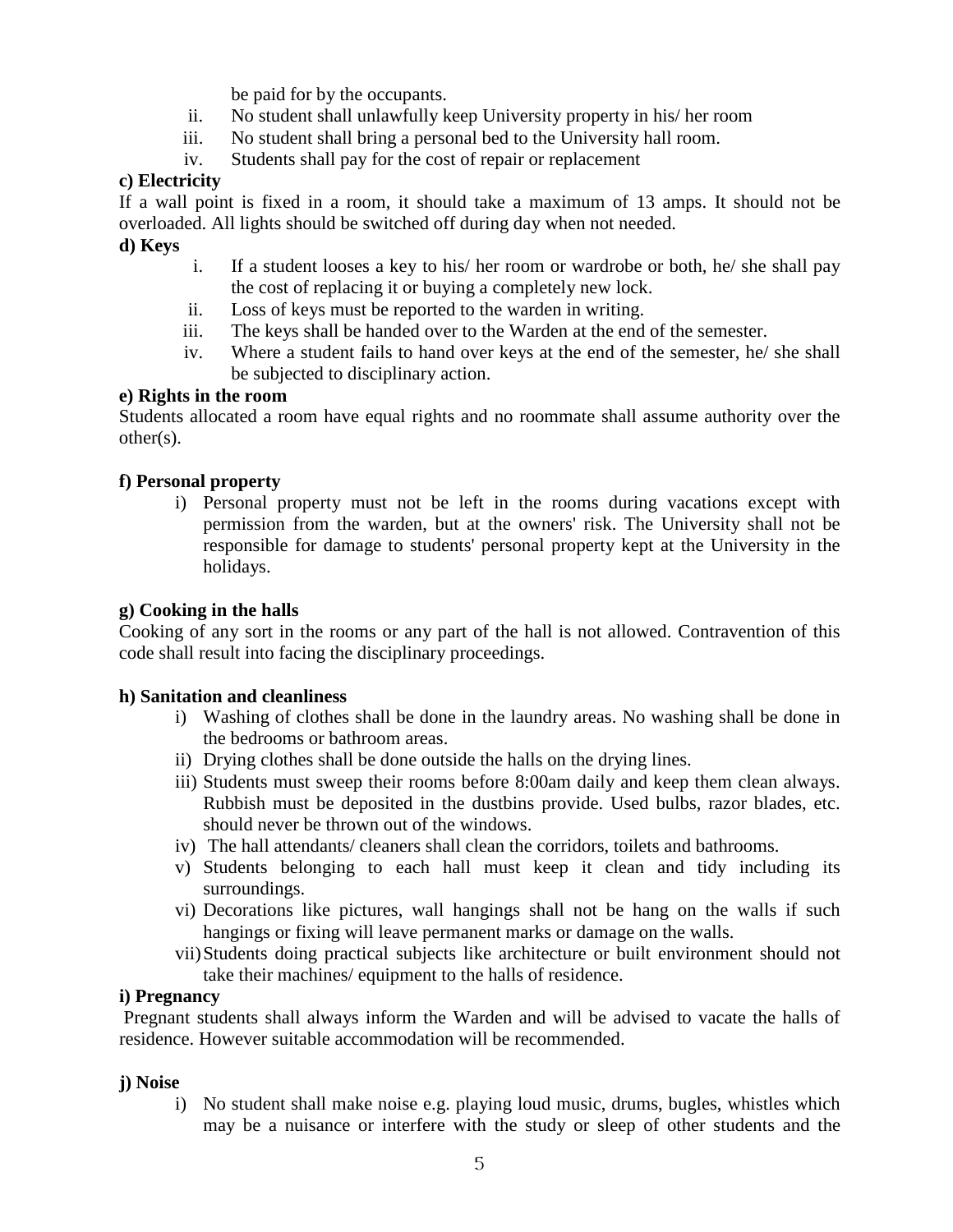be paid for by the occupants.

ii. No student shall unlawfully keep University property in his/ her room
iii. No student shall bring a personal bed to the University hall room.
iv. Students shall pay for the cost of repair or replacement

**c) Electricity**

If a wall point is fixed in a room, it should take a maximum of 13 amps. It should not be overloaded. All lights should be switched off during day when not needed.

**d) Keys**

i. If a student looses a key to his/ her room or wardrobe or both, he/ she shall pay the cost of replacing it or buying a completely new lock.
ii. Loss of keys must be reported to the warden in writing.
iii. The keys shall be handed over to the Warden at the end of the semester.
iv. Where a student fails to hand over keys at the end of the semester, he/ she shall be subjected to disciplinary action.

**e) Rights in the room**

Students allocated a room have equal rights and no roommate shall assume authority over the other(s).

**f) Personal property**

i) Personal property must not be left in the rooms during vacations except with permission from the warden, but at the owners' risk. The University shall not be responsible for damage to students' personal property kept at the University in the holidays.

**g) Cooking in the halls**

Cooking of any sort in the rooms or any part of the hall is not allowed. Contravention of this code shall result into facing the disciplinary proceedings.

**h) Sanitation and cleanliness**

i) Washing of clothes shall be done in the laundry areas. No washing shall be done in the bedrooms or bathroom areas.
ii) Drying clothes shall be done outside the halls on the drying lines.
iii) Students must sweep their rooms before 8:00am daily and keep them clean always. Rubbish must be deposited in the dustbins provide. Used bulbs, razor blades, etc. should never be thrown out of the windows.
iv) The hall attendants/ cleaners shall clean the corridors, toilets and bathrooms.
v) Students belonging to each hall must keep it clean and tidy including its surroundings.
vi) Decorations like pictures, wall hangings shall not be hang on the walls if such hangings or fixing will leave permanent marks or damage on the walls.
vii) Students doing practical subjects like architecture or built environment should not take their machines/ equipment to the halls of residence.

**i) Pregnancy**

Pregnant students shall always inform the Warden and will be advised to vacate the halls of residence. However suitable accommodation will be recommended.

**j) Noise**

i) No student shall make noise e.g. playing loud music, drums, bugles, whistles which may be a nuisance or interfere with the study or sleep of other students and the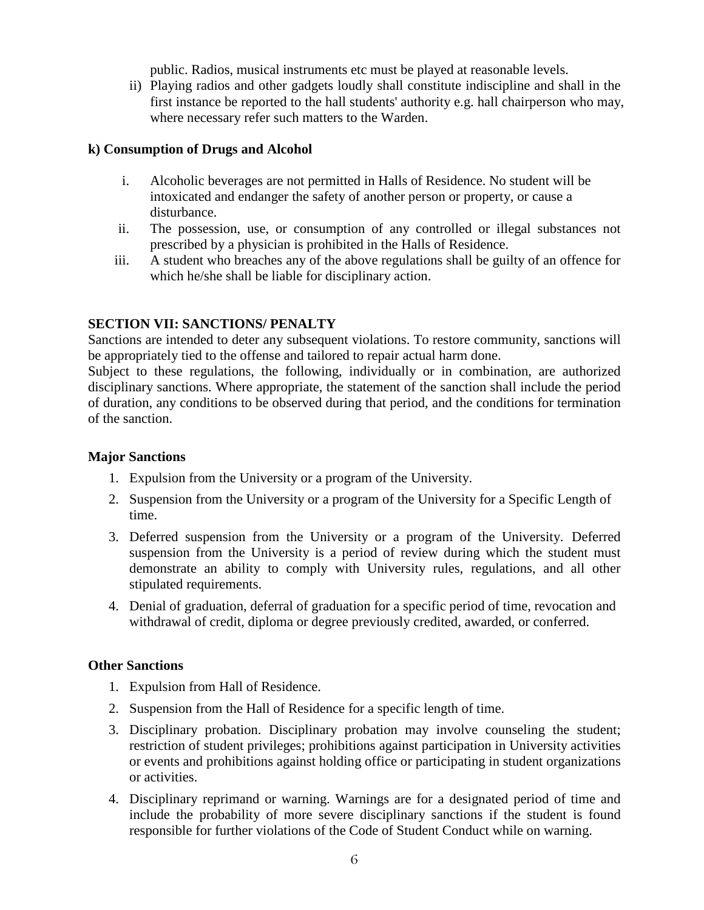public. Radios, musical instruments etc must be played at reasonable levels.

ii) Playing radios and other gadgets loudly shall constitute indiscipline and shall in the first instance be reported to the hall students' authority e.g. hall chairperson who may, where necessary refer such matters to the Warden.

**k) Consumption of Drugs and Alcohol**

i. Alcoholic beverages are not permitted in Halls of Residence. No student will be intoxicated and endanger the safety of another person or property, or cause a disturbance.

ii. The possession, use, or consumption of any controlled or illegal substances not prescribed by a physician is prohibited in the Halls of Residence.

iii. A student who breaches any of the above regulations shall be guilty of an offence for which he/she shall be liable for disciplinary action.

## SECTION VII: SANCTIONS/ PENALTY

Sanctions are intended to deter any subsequent violations. To restore community, sanctions will be appropriately tied to the offense and tailored to repair actual harm done.

Subject to these regulations, the following, individually or in combination, are authorized disciplinary sanctions. Where appropriate, the statement of the sanction shall include the period of duration, any conditions to be observed during that period, and the conditions for termination of the sanction.

### Major Sanctions

1. Expulsion from the University or a program of the University.
2. Suspension from the University or a program of the University for a Specific Length of time.
3. Deferred suspension from the University or a program of the University. Deferred suspension from the University is a period of review during which the student must demonstrate an ability to comply with University rules, regulations, and all other stipulated requirements.
4. Denial of graduation, deferral of graduation for a specific period of time, revocation and withdrawal of credit, diploma or degree previously credited, awarded, or conferred.

### Other Sanctions

1. Expulsion from Hall of Residence.
2. Suspension from the Hall of Residence for a specific length of time.
3. Disciplinary probation. Disciplinary probation may involve counseling the student; restriction of student privileges; prohibitions against participation in University activities or events and prohibitions against holding office or participating in student organizations or activities.
4. Disciplinary reprimand or warning. Warnings are for a designated period of time and include the probability of more severe disciplinary sanctions if the student is found responsible for further violations of the Code of Student Conduct while on warning.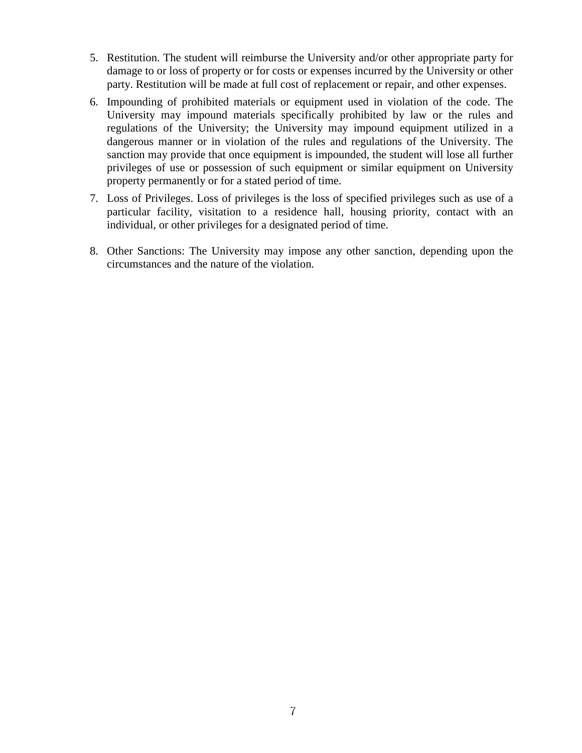5. Restitution. The student will reimburse the University and/or other appropriate party for damage to or loss of property or for costs or expenses incurred by the University or other party. Restitution will be made at full cost of replacement or repair, and other expenses.
6. Impounding of prohibited materials or equipment used in violation of the code. The University may impound materials specifically prohibited by law or the rules and regulations of the University; the University may impound equipment utilized in a dangerous manner or in violation of the rules and regulations of the University. The sanction may provide that once equipment is impounded, the student will lose all further privileges of use or possession of such equipment or similar equipment on University property permanently or for a stated period of time.
7. Loss of Privileges. Loss of privileges is the loss of specified privileges such as use of a particular facility, visitation to a residence hall, housing priority, contact with an individual, or other privileges for a designated period of time.
8. Other Sanctions: The University may impose any other sanction, depending upon the circumstances and the nature of the violation.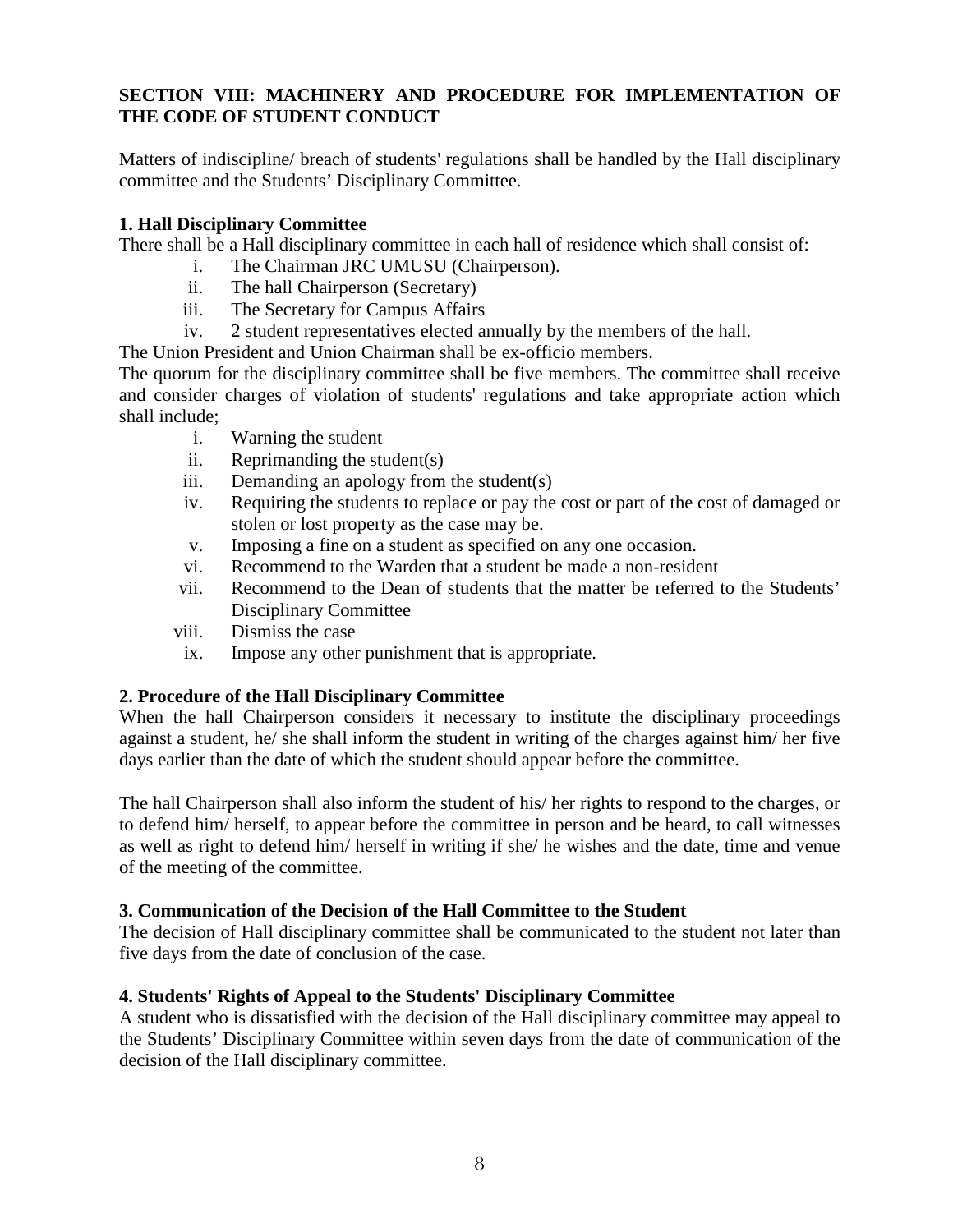## SECTION VIII: MACHINERY AND PROCEDURE FOR IMPLEMENTATION OF THE CODE OF STUDENT CONDUCT

Matters of indiscipline/ breach of students' regulations shall be handled by the Hall disciplinary committee and the Students' Disciplinary Committee.

### 1. Hall Disciplinary Committee

There shall be a Hall disciplinary committee in each hall of residence which shall consist of:

i. The Chairman JRC UMUSU (Chairperson).
ii. The hall Chairperson (Secretary)
iii. The Secretary for Campus Affairs
iv. 2 student representatives elected annually by the members of the hall.

The Union President and Union Chairman shall be ex-officio members.

The quorum for the disciplinary committee shall be five members. The committee shall receive and consider charges of violation of students' regulations and take appropriate action which shall include;

i. Warning the student
ii. Reprimanding the student(s)
iii. Demanding an apology from the student(s)
iv. Requiring the students to replace or pay the cost or part of the cost of damaged or stolen or lost property as the case may be.
v. Imposing a fine on a student as specified on any one occasion.
vi. Recommend to the Warden that a student be made a non-resident
vii. Recommend to the Dean of students that the matter be referred to the Students' Disciplinary Committee
viii. Dismiss the case
ix. Impose any other punishment that is appropriate.

### 2. Procedure of the Hall Disciplinary Committee

When the hall Chairperson considers it necessary to institute the disciplinary proceedings against a student, he/ she shall inform the student in writing of the charges against him/ her five days earlier than the date of which the student should appear before the committee.

The hall Chairperson shall also inform the student of his/ her rights to respond to the charges, or to defend him/ herself, to appear before the committee in person and be heard, to call witnesses as well as right to defend him/ herself in writing if she/ he wishes and the date, time and venue of the meeting of the committee.

### 3. Communication of the Decision of the Hall Committee to the Student

The decision of Hall disciplinary committee shall be communicated to the student not later than five days from the date of conclusion of the case.

### 4. Students' Rights of Appeal to the Students' Disciplinary Committee

A student who is dissatisfied with the decision of the Hall disciplinary committee may appeal to the Students' Disciplinary Committee within seven days from the date of communication of the decision of the Hall disciplinary committee.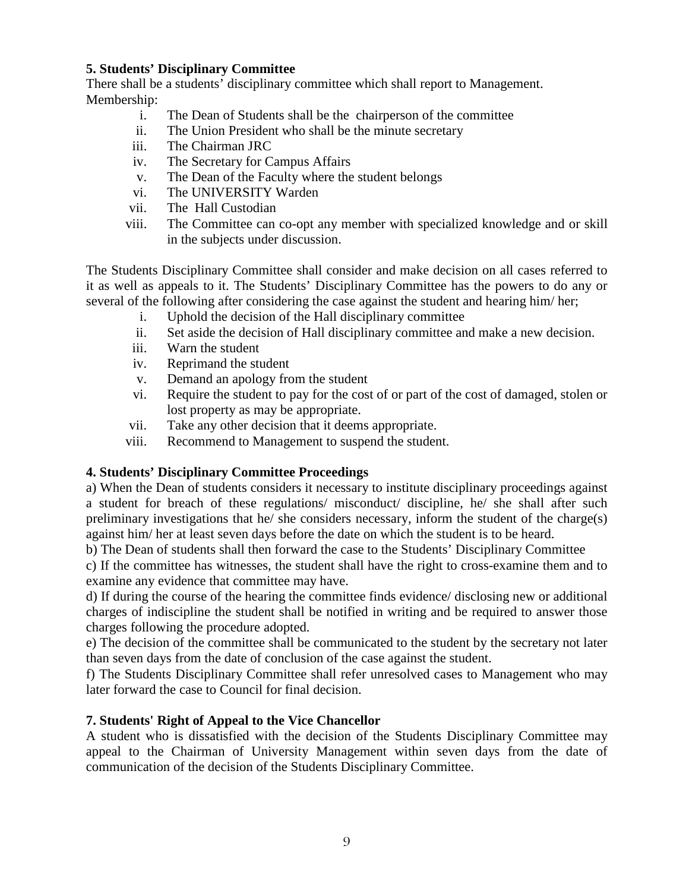**5. Students' Disciplinary Committee**

There shall be a students' disciplinary committee which shall report to Management.
Membership:

i. The Dean of Students shall be the chairperson of the committee
ii. The Union President who shall be the minute secretary
iii. The Chairman JRC
iv. The Secretary for Campus Affairs
v. The Dean of the Faculty where the student belongs
vi. The UNIVERSITY Warden
vii. The Hall Custodian
viii. The Committee can co-opt any member with specialized knowledge and or skill in the subjects under discussion.

The Students Disciplinary Committee shall consider and make decision on all cases referred to it as well as appeals to it. The Students' Disciplinary Committee has the powers to do any or several of the following after considering the case against the student and hearing him/ her;

i. Uphold the decision of the Hall disciplinary committee
ii. Set aside the decision of Hall disciplinary committee and make a new decision.
iii. Warn the student
iv. Reprimand the student
v. Demand an apology from the student
vi. Require the student to pay for the cost of or part of the cost of damaged, stolen or lost property as may be appropriate.
vii. Take any other decision that it deems appropriate.
viii. Recommend to Management to suspend the student.

**4. Students' Disciplinary Committee Proceedings**

a) When the Dean of students considers it necessary to institute disciplinary proceedings against a student for breach of these regulations/ misconduct/ discipline, he/ she shall after such preliminary investigations that he/ she considers necessary, inform the student of the charge(s) against him/ her at least seven days before the date on which the student is to be heard.

b) The Dean of students shall then forward the case to the Students' Disciplinary Committee

c) If the committee has witnesses, the student shall have the right to cross-examine them and to examine any evidence that committee may have.

d) If during the course of the hearing the committee finds evidence/ disclosing new or additional charges of indiscipline the student shall be notified in writing and be required to answer those charges following the procedure adopted.

e) The decision of the committee shall be communicated to the student by the secretary not later than seven days from the date of conclusion of the case against the student.

f) The Students Disciplinary Committee shall refer unresolved cases to Management who may later forward the case to Council for final decision.

**7. Students' Right of Appeal to the Vice Chancellor**

A student who is dissatisfied with the decision of the Students Disciplinary Committee may appeal to the Chairman of University Management within seven days from the date of communication of the decision of the Students Disciplinary Committee.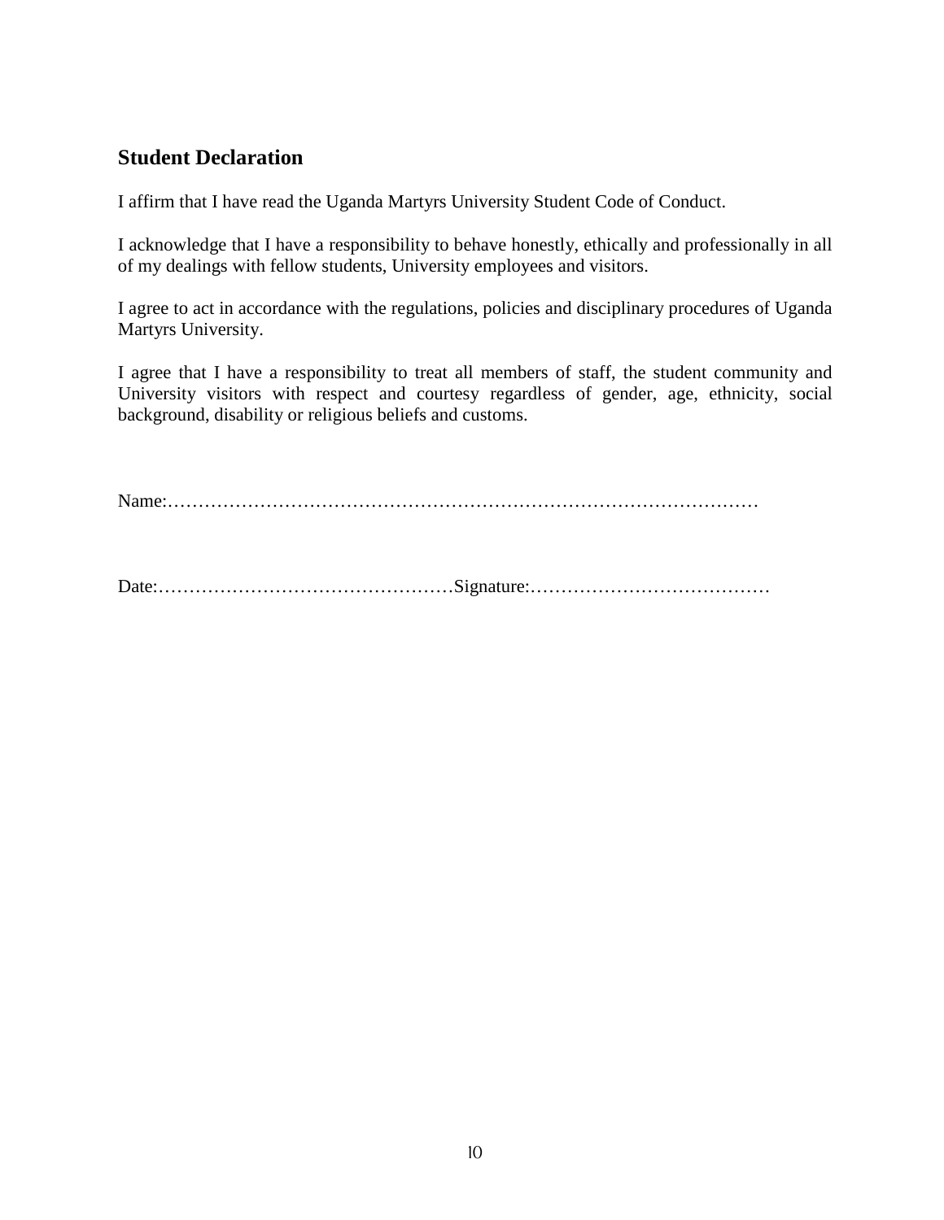## Student Declaration

I affirm that I have read the Uganda Martyrs University Student Code of Conduct.

I acknowledge that I have a responsibility to behave honestly, ethically and professionally in all of my dealings with fellow students, University employees and visitors.

I agree to act in accordance with the regulations, policies and disciplinary procedures of Uganda Martyrs University.

I agree that I have a responsibility to treat all members of staff, the student community and University visitors with respect and courtesy regardless of gender, age, ethnicity, social background, disability or religious beliefs and customs.

Name:………………………………………………………………………………

Date:…………………………………………Signature:…………………………………